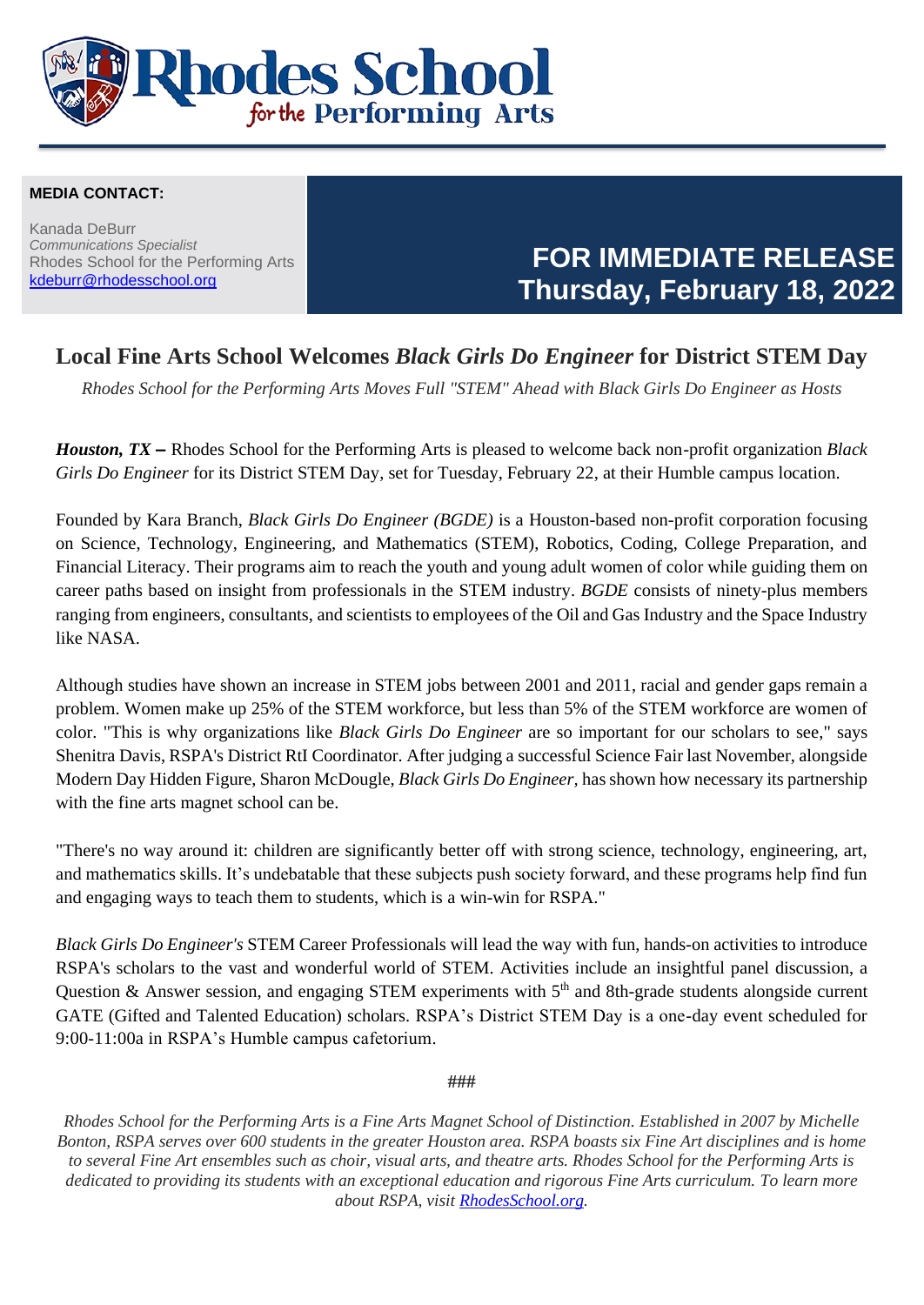# Rhodes School *for the* Performing Arts

**MEDIA CONTACT:**

Kanada DeBurr
*Communications Specialist*
Rhodes School for the Performing Arts
kdeburr@rhodesschool.org

**FOR IMMEDIATE RELEASE**
**Thursday, February 18, 2022**

## Local Fine Arts School Welcomes *Black Girls Do Engineer* for District STEM Day

*Rhodes School for the Performing Arts Moves Full "STEM" Ahead with Black Girls Do Engineer as Hosts*

***Houston, TX –*** Rhodes School for the Performing Arts is pleased to welcome back non-profit organization *Black Girls Do Engineer* for its District STEM Day, set for Tuesday, February 22, at their Humble campus location.

Founded by Kara Branch, *Black Girls Do Engineer (BGDE)* is a Houston-based non-profit corporation focusing on Science, Technology, Engineering, and Mathematics (STEM), Robotics, Coding, College Preparation, and Financial Literacy. Their programs aim to reach the youth and young adult women of color while guiding them on career paths based on insight from professionals in the STEM industry. *BGDE* consists of ninety-plus members ranging from engineers, consultants, and scientists to employees of the Oil and Gas Industry and the Space Industry like NASA.

Although studies have shown an increase in STEM jobs between 2001 and 2011, racial and gender gaps remain a problem. Women make up 25% of the STEM workforce, but less than 5% of the STEM workforce are women of color. "This is why organizations like *Black Girls Do Engineer* are so important for our scholars to see," says Shenitra Davis, RSPA's District RtI Coordinator. After judging a successful Science Fair last November, alongside Modern Day Hidden Figure, Sharon McDougle, *Black Girls Do Engineer*, has shown how necessary its partnership with the fine arts magnet school can be.

"There's no way around it: children are significantly better off with strong science, technology, engineering, art, and mathematics skills. It's undebatable that these subjects push society forward, and these programs help find fun and engaging ways to teach them to students, which is a win-win for RSPA."

*Black Girls Do Engineer's* STEM Career Professionals will lead the way with fun, hands-on activities to introduce RSPA's scholars to the vast and wonderful world of STEM. Activities include an insightful panel discussion, a Question & Answer session, and engaging STEM experiments with 5th and 8th-grade students alongside current GATE (Gifted and Talented Education) scholars. RSPA's District STEM Day is a one-day event scheduled for 9:00-11:00a in RSPA's Humble campus cafetorium.

###

*Rhodes School for the Performing Arts is a Fine Arts Magnet School of Distinction. Established in 2007 by Michelle Bonton, RSPA serves over 600 students in the greater Houston area. RSPA boasts six Fine Art disciplines and is home to several Fine Art ensembles such as choir, visual arts, and theatre arts. Rhodes School for the Performing Arts is dedicated to providing its students with an exceptional education and rigorous Fine Arts curriculum. To learn more about RSPA, visit RhodesSchool.org.*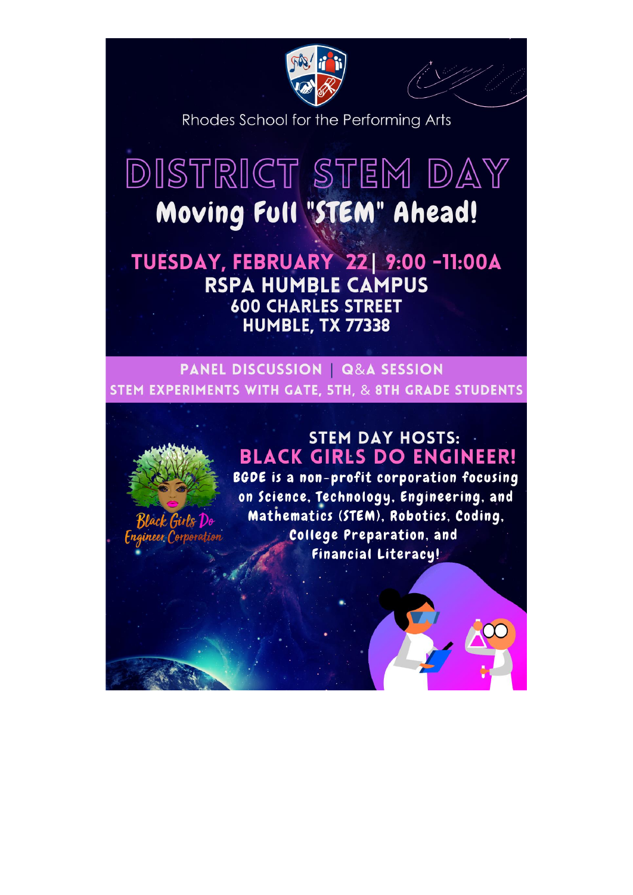Rhodes School for the Performing Arts

# DISTRICT STEM DAY

## Moving Full "STEM" Ahead!

**TUESDAY, FEBRUARY 22 | 9:00 -11:00A**

**RSPA HUMBLE CAMPUS**

**600 CHARLES STREET**

**HUMBLE, TX 77338**

**PANEL DISCUSSION | Q&A SESSION**

**STEM EXPERIMENTS WITH GATE, 5TH, & 8TH GRADE STUDENTS**

Black Girls Do Engineer Corporation

### STEM DAY HOSTS:

### BLACK GIRLS DO ENGINEER!

BGDE is a non-profit corporation focusing on Science, Technology, Engineering, and Mathematics (STEM), Robotics, Coding, College Preparation, and Financial Literacy!